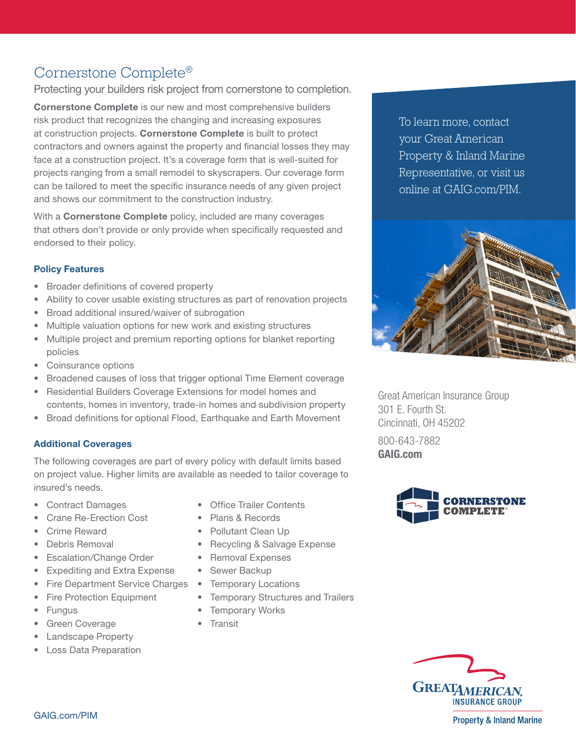# Cornerstone Complete®

## Protecting your builders risk project from cornerstone to completion.

**Cornerstone Complete** is our new and most comprehensive builders risk product that recognizes the changing and increasing exposures at construction projects. **Cornerstone Complete** is built to protect contractors and owners against the property and financial losses they may face at a construction project. It's a coverage form that is well-suited for projects ranging from a small remodel to skyscrapers. Our coverage form can be tailored to meet the specific insurance needs of any given project and shows our commitment to the construction industry.

With a **Cornerstone Complete** policy, included are many coverages that others don't provide or only provide when specifically requested and endorsed to their policy.

### Policy Features

- Broader definitions of covered property
- Ability to cover usable existing structures as part of renovation projects
- Broad additional insured/waiver of subrogation
- Multiple valuation options for new work and existing structures
- Multiple project and premium reporting options for blanket reporting policies
- Coinsurance options
- Broadened causes of loss that trigger optional Time Element coverage
- Residential Builders Coverage Extensions for model homes and contents, homes in inventory, trade-in homes and subdivision property
- Broad definitions for optional Flood, Earthquake and Earth Movement

### Additional Coverages

The following coverages are part of every policy with default limits based on project value. Higher limits are available as needed to tailor coverage to insured's needs.

- Contract Damages
- Crane Re-Erection Cost
- Crime Reward
- Debris Removal
- Escalation/Change Order
- Expediting and Extra Expense
- Fire Department Service Charges
- Fire Protection Equipment
- Fungus
- Green Coverage
- Landscape Property
- Loss Data Preparation
- Office Trailer Contents
- Plans & Records
- Pollutant Clean Up
- Recycling & Salvage Expense
- Removal Expenses
- Sewer Backup
- Temporary Locations
- Temporary Structures and Trailers
- Temporary Works
- Transit

To learn more, contact your Great American Property & Inland Marine Representative, or visit us online at GAIG.com/PIM.

Great American Insurance Group
301 E. Fourth St.
Cincinnati, OH 45202

800-643-7882
**GAIG.com**

CORNERSTONE COMPLETE®

GREAT AMERICAN INSURANCE GROUP
Property & Inland Marine

GAIG.com/PIM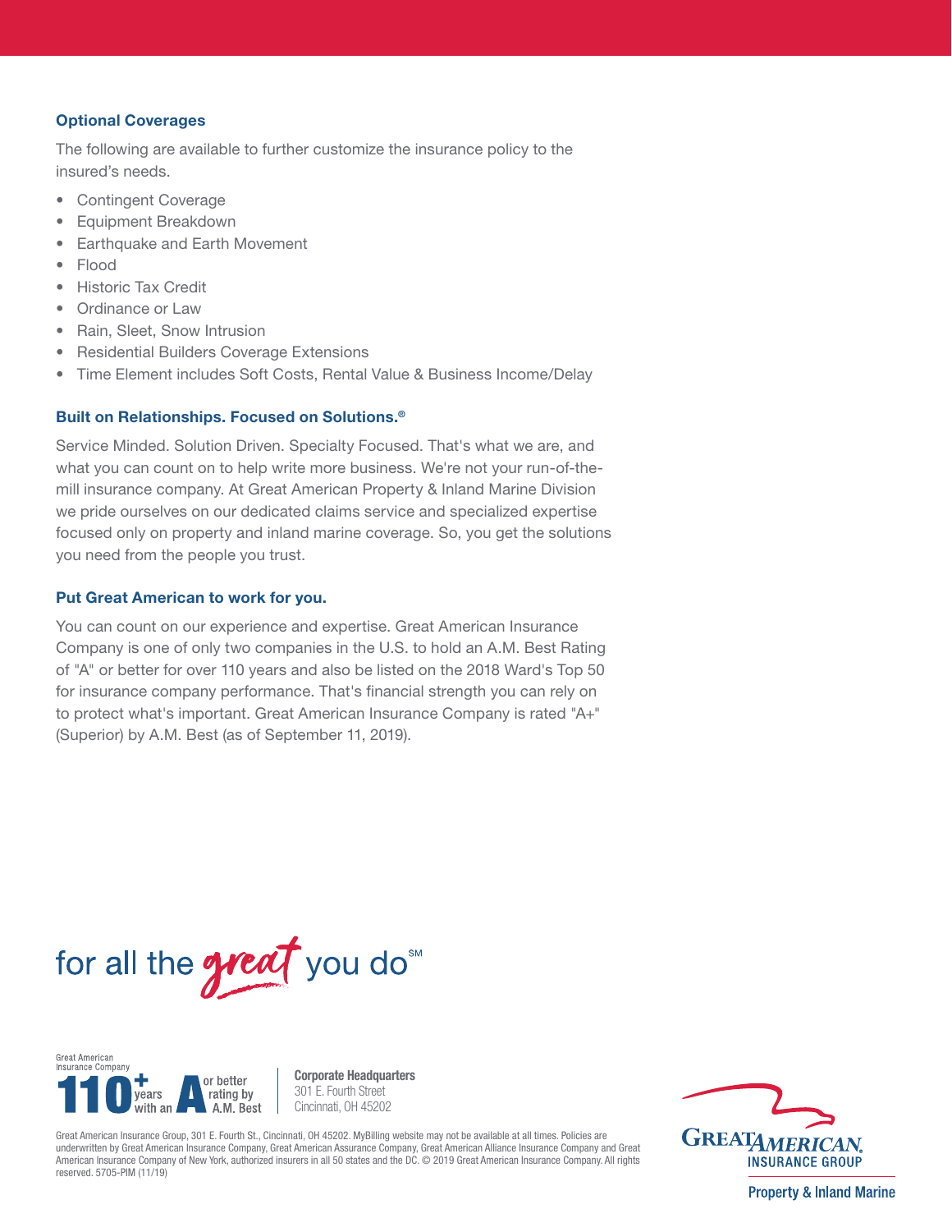## Optional Coverages

The following are available to further customize the insurance policy to the insured's needs.

- Contingent Coverage
- Equipment Breakdown
- Earthquake and Earth Movement
- Flood
- Historic Tax Credit
- Ordinance or Law
- Rain, Sleet, Snow Intrusion
- Residential Builders Coverage Extensions
- Time Element includes Soft Costs, Rental Value & Business Income/Delay

## Built on Relationships. Focused on Solutions.®

Service Minded. Solution Driven. Specialty Focused. That's what we are, and what you can count on to help write more business. We're not your run-of-the-mill insurance company. At Great American Property & Inland Marine Division we pride ourselves on our dedicated claims service and specialized expertise focused only on property and inland marine coverage. So, you get the solutions you need from the people you trust.

## Put Great American to work for you.

You can count on our experience and expertise. Great American Insurance Company is one of only two companies in the U.S. to hold an A.M. Best Rating of "A" or better for over 110 years and also be listed on the 2018 Ward's Top 50 for insurance company performance. That's financial strength you can rely on to protect what's important. Great American Insurance Company is rated "A+" (Superior) by A.M. Best (as of September 11, 2019).

for all the great you do℠

Great American Insurance Company
110+ years with an A or better rating by A.M. Best

**Corporate Headquarters**
301 E. Fourth Street
Cincinnati, OH 45202

Great American Insurance Group, 301 E. Fourth St., Cincinnati, OH 45202. MyBilling website may not be available at all times. Policies are underwritten by Great American Insurance Company, Great American Assurance Company, Great American Alliance Insurance Company and Great American Insurance Company of New York, authorized insurers in all 50 states and the DC. © 2019 Great American Insurance Company. All rights reserved. 5705-PIM (11/19)

GREAT AMERICAN INSURANCE GROUP
Property & Inland Marine